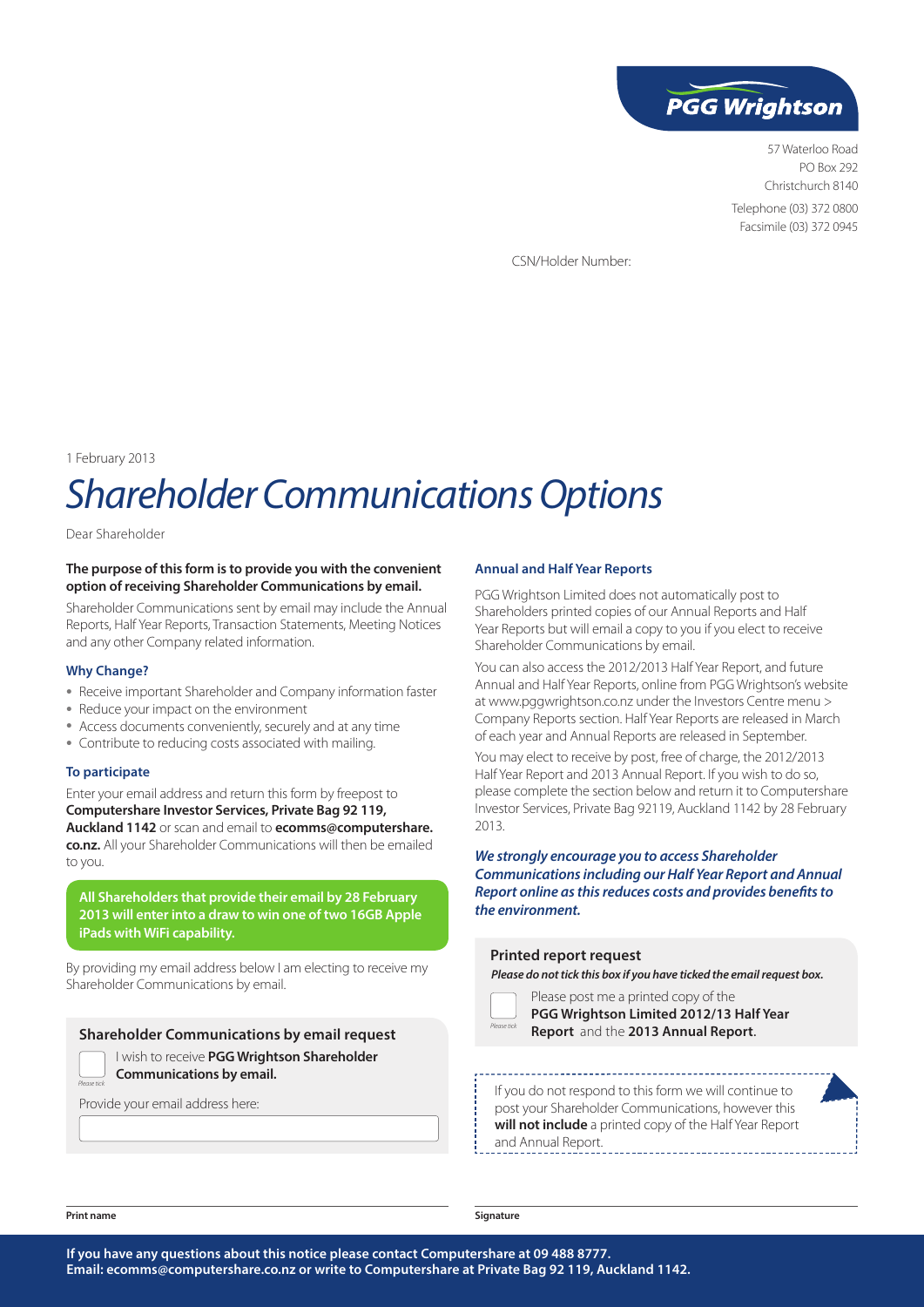PGG Wrightson

57 Waterloo Road
PO Box 292
Christchurch 8140
Telephone (03) 372 0800
Facsimile (03) 372 0945

CSN/Holder Number:

1 February 2013

# *Shareholder Communications Options*

Dear Shareholder

**The purpose of this form is to provide you with the convenient option of receiving Shareholder Communications by email.**

Shareholder Communications sent by email may include the Annual Reports, Half Year Reports, Transaction Statements, Meeting Notices and any other Company related information.

### Why Change?

- Receive important Shareholder and Company information faster
- Reduce your impact on the environment
- Access documents conveniently, securely and at any time
- Contribute to reducing costs associated with mailing.

### To participate

Enter your email address and return this form by freepost to **Computershare Investor Services, Private Bag 92 119, Auckland 1142** or scan and email to **ecomms@computershare.co.nz.** All your Shareholder Communications will then be emailed to you.

**All Shareholders that provide their email by 28 February 2013 will enter into a draw to win one of two 16GB Apple iPads with WiFi capability.**

By providing my email address below I am electing to receive my Shareholder Communications by email.

### Shareholder Communications by email request

☐ *Please tick* I wish to receive **PGG Wrightson Shareholder Communications by email.**

Provide your email address here:

### Annual and Half Year Reports

PGG Wrightson Limited does not automatically post to Shareholders printed copies of our Annual Reports and Half Year Reports but will email a copy to you if you elect to receive Shareholder Communications by email.

You can also access the 2012/2013 Half Year Report, and future Annual and Half Year Reports, online from PGG Wrightson's website at www.pggwrightson.co.nz under the Investors Centre menu > Company Reports section. Half Year Reports are released in March of each year and Annual Reports are released in September.

You may elect to receive by post, free of charge, the 2012/2013 Half Year Report and 2013 Annual Report. If you wish to do so, please complete the section below and return it to Computershare Investor Services, Private Bag 92119, Auckland 1142 by 28 February 2013.

***We strongly encourage you to access Shareholder Communications including our Half Year Report and Annual Report online as this reduces costs and provides benefits to the environment.***

### Printed report request

***Please do not tick this box if you have ticked the email request box.***

☐ *Please tick* Please post me a printed copy of the **PGG Wrightson Limited 2012/13 Half Year Report** and the **2013 Annual Report.**

If you do not respond to this form we will continue to post your Shareholder Communications, however this **will not include** a printed copy of the Half Year Report and Annual Report.

**Print name**

**Signature**

**If you have any questions about this notice please contact Computershare at 09 488 8777. Email: ecomms@computershare.co.nz or write to Computershare at Private Bag 92 119, Auckland 1142.**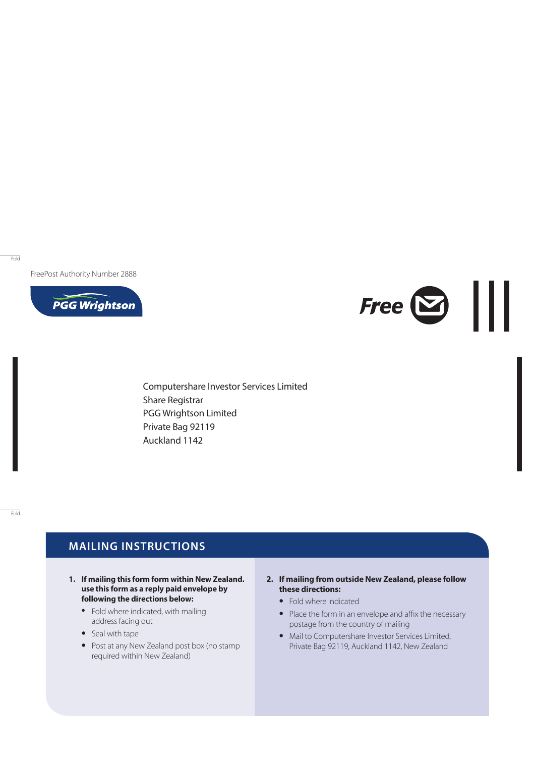Fold

FreePost Authority Number 2888

PGG Wrightson

Free

Computershare Investor Services Limited
Share Registrar
PGG Wrightson Limited
Private Bag 92119
Auckland 1142

Fold

## MAILING INSTRUCTIONS

1. **If mailing this form form within New Zealand. use this form as a reply paid envelope by following the directions below:**
   - Fold where indicated, with mailing address facing out
   - Seal with tape
   - Post at any New Zealand post box (no stamp required within New Zealand)

2. **If mailing from outside New Zealand, please follow these directions:**
   - Fold where indicated
   - Place the form in an envelope and affix the necessary postage from the country of mailing
   - Mail to Computershare Investor Services Limited, Private Bag 92119, Auckland 1142, New Zealand